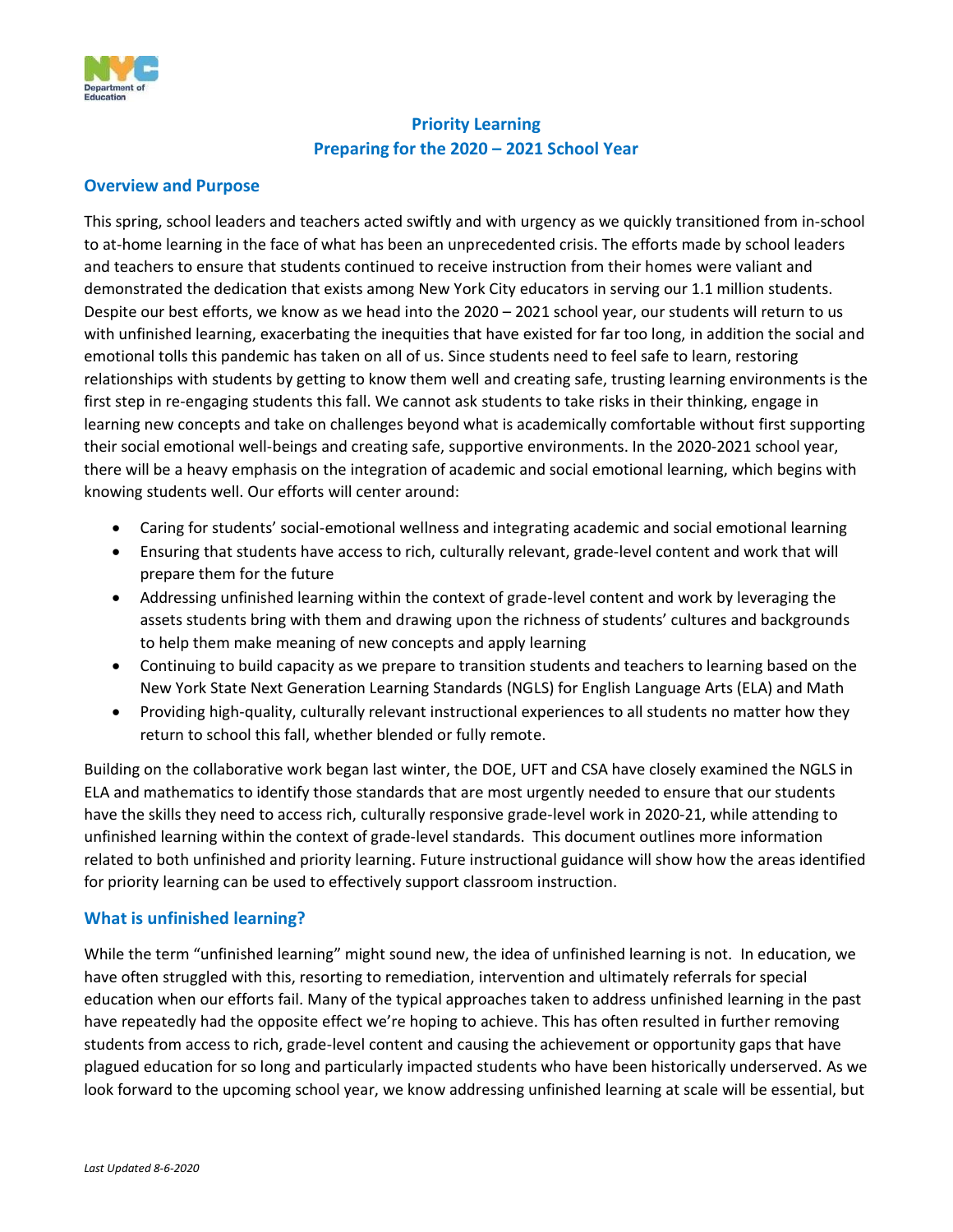# Priority Learning
## Preparing for the 2020 – 2021 School Year

### Overview and Purpose

This spring, school leaders and teachers acted swiftly and with urgency as we quickly transitioned from in-school to at-home learning in the face of what has been an unprecedented crisis. The efforts made by school leaders and teachers to ensure that students continued to receive instruction from their homes were valiant and demonstrated the dedication that exists among New York City educators in serving our 1.1 million students. Despite our best efforts, we know as we head into the 2020 – 2021 school year, our students will return to us with unfinished learning, exacerbating the inequities that have existed for far too long, in addition the social and emotional tolls this pandemic has taken on all of us. Since students need to feel safe to learn, restoring relationships with students by getting to know them well and creating safe, trusting learning environments is the first step in re-engaging students this fall. We cannot ask students to take risks in their thinking, engage in learning new concepts and take on challenges beyond what is academically comfortable without first supporting their social emotional well-beings and creating safe, supportive environments. In the 2020-2021 school year, there will be a heavy emphasis on the integration of academic and social emotional learning, which begins with knowing students well. Our efforts will center around:

- Caring for students' social-emotional wellness and integrating academic and social emotional learning
- Ensuring that students have access to rich, culturally relevant, grade-level content and work that will prepare them for the future
- Addressing unfinished learning within the context of grade-level content and work by leveraging the assets students bring with them and drawing upon the richness of students' cultures and backgrounds to help them make meaning of new concepts and apply learning
- Continuing to build capacity as we prepare to transition students and teachers to learning based on the New York State Next Generation Learning Standards (NGLS) for English Language Arts (ELA) and Math
- Providing high-quality, culturally relevant instructional experiences to all students no matter how they return to school this fall, whether blended or fully remote.

Building on the collaborative work began last winter, the DOE, UFT and CSA have closely examined the NGLS in ELA and mathematics to identify those standards that are most urgently needed to ensure that our students have the skills they need to access rich, culturally responsive grade-level work in 2020-21, while attending to unfinished learning within the context of grade-level standards. This document outlines more information related to both unfinished and priority learning. Future instructional guidance will show how the areas identified for priority learning can be used to effectively support classroom instruction.

### What is unfinished learning?

While the term "unfinished learning" might sound new, the idea of unfinished learning is not. In education, we have often struggled with this, resorting to remediation, intervention and ultimately referrals for special education when our efforts fail. Many of the typical approaches taken to address unfinished learning in the past have repeatedly had the opposite effect we're hoping to achieve. This has often resulted in further removing students from access to rich, grade-level content and causing the achievement or opportunity gaps that have plagued education for so long and particularly impacted students who have been historically underserved. As we look forward to the upcoming school year, we know addressing unfinished learning at scale will be essential, but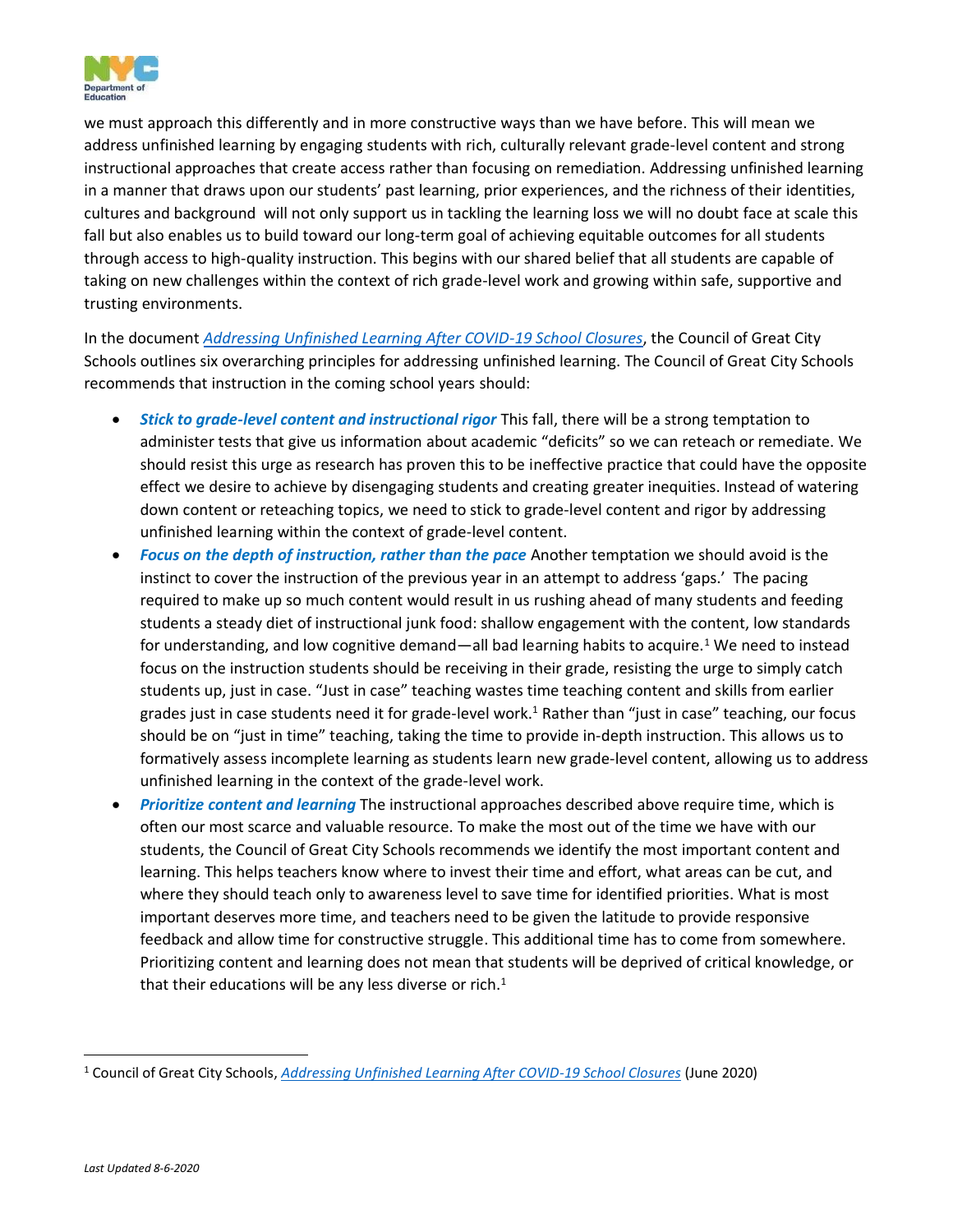we must approach this differently and in more constructive ways than we have before. This will mean we address unfinished learning by engaging students with rich, culturally relevant grade-level content and strong instructional approaches that create access rather than focusing on remediation. Addressing unfinished learning in a manner that draws upon our students' past learning, prior experiences, and the richness of their identities, cultures and background will not only support us in tackling the learning loss we will no doubt face at scale this fall but also enables us to build toward our long-term goal of achieving equitable outcomes for all students through access to high-quality instruction. This begins with our shared belief that all students are capable of taking on new challenges within the context of rich grade-level work and growing within safe, supportive and trusting environments.

In the document *Addressing Unfinished Learning After COVID-19 School Closures*, the Council of Great City Schools outlines six overarching principles for addressing unfinished learning. The Council of Great City Schools recommends that instruction in the coming school years should:

- ***Stick to grade-level content and instructional rigor*** This fall, there will be a strong temptation to administer tests that give us information about academic "deficits" so we can reteach or remediate. We should resist this urge as research has proven this to be ineffective practice that could have the opposite effect we desire to achieve by disengaging students and creating greater inequities. Instead of watering down content or reteaching topics, we need to stick to grade-level content and rigor by addressing unfinished learning within the context of grade-level content.
- ***Focus on the depth of instruction, rather than the pace*** Another temptation we should avoid is the instinct to cover the instruction of the previous year in an attempt to address 'gaps.' The pacing required to make up so much content would result in us rushing ahead of many students and feeding students a steady diet of instructional junk food: shallow engagement with the content, low standards for understanding, and low cognitive demand—all bad learning habits to acquire.[1] We need to instead focus on the instruction students should be receiving in their grade, resisting the urge to simply catch students up, just in case. "Just in case" teaching wastes time teaching content and skills from earlier grades just in case students need it for grade-level work.[1] Rather than "just in case" teaching, our focus should be on "just in time" teaching, taking the time to provide in-depth instruction. This allows us to formatively assess incomplete learning as students learn new grade-level content, allowing us to address unfinished learning in the context of the grade-level work.
- ***Prioritize content and learning*** The instructional approaches described above require time, which is often our most scarce and valuable resource. To make the most out of the time we have with our students, the Council of Great City Schools recommends we identify the most important content and learning. This helps teachers know where to invest their time and effort, what areas can be cut, and where they should teach only to awareness level to save time for identified priorities. What is most important deserves more time, and teachers need to be given the latitude to provide responsive feedback and allow time for constructive struggle. This additional time has to come from somewhere. Prioritizing content and learning does not mean that students will be deprived of critical knowledge, or that their educations will be any less diverse or rich.[1]

---

[1] Council of Great City Schools, *Addressing Unfinished Learning After COVID-19 School Closures* (June 2020)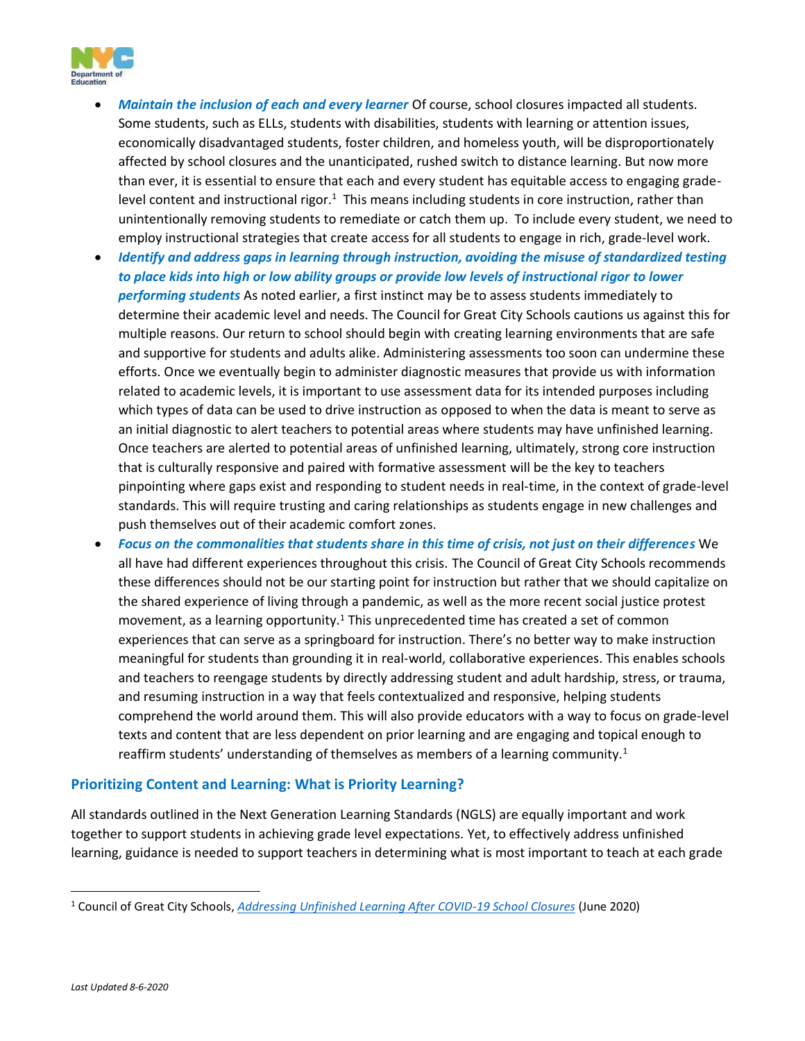- ***Maintain the inclusion of each and every learner*** Of course, school closures impacted all students. Some students, such as ELLs, students with disabilities, students with learning or attention issues, economically disadvantaged students, foster children, and homeless youth, will be disproportionately affected by school closures and the unanticipated, rushed switch to distance learning. But now more than ever, it is essential to ensure that each and every student has equitable access to engaging grade-level content and instructional rigor.[1] This means including students in core instruction, rather than unintentionally removing students to remediate or catch them up. To include every student, we need to employ instructional strategies that create access for all students to engage in rich, grade-level work.
- ***Identify and address gaps in learning through instruction, avoiding the misuse of standardized testing to place kids into high or low ability groups or provide low levels of instructional rigor to lower performing students*** As noted earlier, a first instinct may be to assess students immediately to determine their academic level and needs. The Council for Great City Schools cautions us against this for multiple reasons. Our return to school should begin with creating learning environments that are safe and supportive for students and adults alike. Administering assessments too soon can undermine these efforts. Once we eventually begin to administer diagnostic measures that provide us with information related to academic levels, it is important to use assessment data for its intended purposes including which types of data can be used to drive instruction as opposed to when the data is meant to serve as an initial diagnostic to alert teachers to potential areas where students may have unfinished learning. Once teachers are alerted to potential areas of unfinished learning, ultimately, strong core instruction that is culturally responsive and paired with formative assessment will be the key to teachers pinpointing where gaps exist and responding to student needs in real-time, in the context of grade-level standards. This will require trusting and caring relationships as students engage in new challenges and push themselves out of their academic comfort zones.
- ***Focus on the commonalities that students share in this time of crisis, not just on their differences*** We all have had different experiences throughout this crisis. The Council of Great City Schools recommends these differences should not be our starting point for instruction but rather that we should capitalize on the shared experience of living through a pandemic, as well as the more recent social justice protest movement, as a learning opportunity.[1] This unprecedented time has created a set of common experiences that can serve as a springboard for instruction. There's no better way to make instruction meaningful for students than grounding it in real-world, collaborative experiences. This enables schools and teachers to reengage students by directly addressing student and adult hardship, stress, or trauma, and resuming instruction in a way that feels contextualized and responsive, helping students comprehend the world around them. This will also provide educators with a way to focus on grade-level texts and content that are less dependent on prior learning and are engaging and topical enough to reaffirm students' understanding of themselves as members of a learning community.[1]

## Prioritizing Content and Learning: What is Priority Learning?

All standards outlined in the Next Generation Learning Standards (NGLS) are equally important and work together to support students in achieving grade level expectations. Yet, to effectively address unfinished learning, guidance is needed to support teachers in determining what is most important to teach at each grade

[1] Council of Great City Schools, *Addressing Unfinished Learning After COVID-19 School Closures* (June 2020)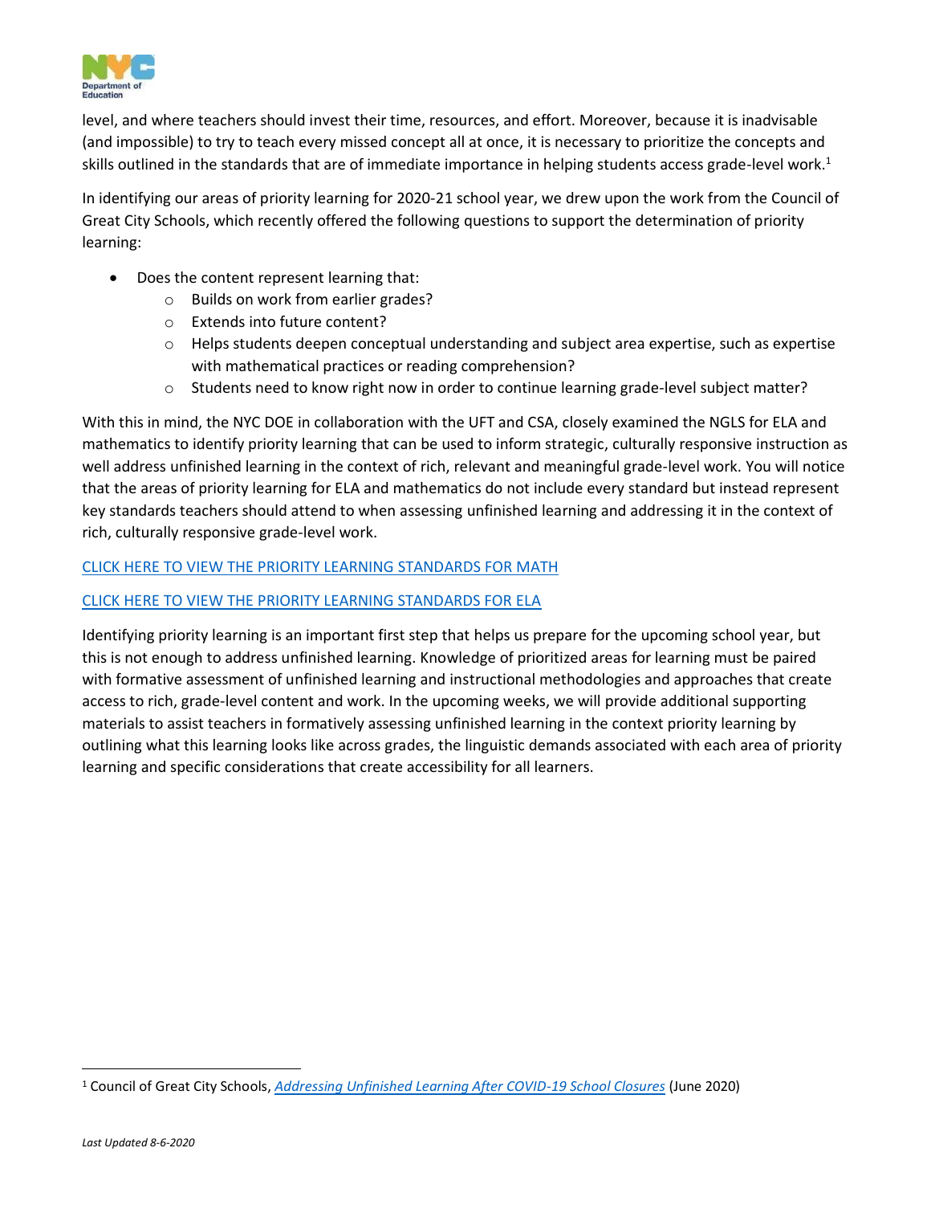level, and where teachers should invest their time, resources, and effort. Moreover, because it is inadvisable (and impossible) to try to teach every missed concept all at once, it is necessary to prioritize the concepts and skills outlined in the standards that are of immediate importance in helping students access grade-level work.[1]

In identifying our areas of priority learning for 2020-21 school year, we drew upon the work from the Council of Great City Schools, which recently offered the following questions to support the determination of priority learning:

- Does the content represent learning that:
  - Builds on work from earlier grades?
  - Extends into future content?
  - Helps students deepen conceptual understanding and subject area expertise, such as expertise with mathematical practices or reading comprehension?
  - Students need to know right now in order to continue learning grade-level subject matter?

With this in mind, the NYC DOE in collaboration with the UFT and CSA, closely examined the NGLS for ELA and mathematics to identify priority learning that can be used to inform strategic, culturally responsive instruction as well address unfinished learning in the context of rich, relevant and meaningful grade-level work. You will notice that the areas of priority learning for ELA and mathematics do not include every standard but instead represent key standards teachers should attend to when assessing unfinished learning and addressing it in the context of rich, culturally responsive grade-level work.

CLICK HERE TO VIEW THE PRIORITY LEARNING STANDARDS FOR MATH

CLICK HERE TO VIEW THE PRIORITY LEARNING STANDARDS FOR ELA

Identifying priority learning is an important first step that helps us prepare for the upcoming school year, but this is not enough to address unfinished learning. Knowledge of prioritized areas for learning must be paired with formative assessment of unfinished learning and instructional methodologies and approaches that create access to rich, grade-level content and work. In the upcoming weeks, we will provide additional supporting materials to assist teachers in formatively assessing unfinished learning in the context priority learning by outlining what this learning looks like across grades, the linguistic demands associated with each area of priority learning and specific considerations that create accessibility for all learners.

---

[1] Council of Great City Schools, *Addressing Unfinished Learning After COVID-19 School Closures* (June 2020)

*Last Updated 8-6-2020*